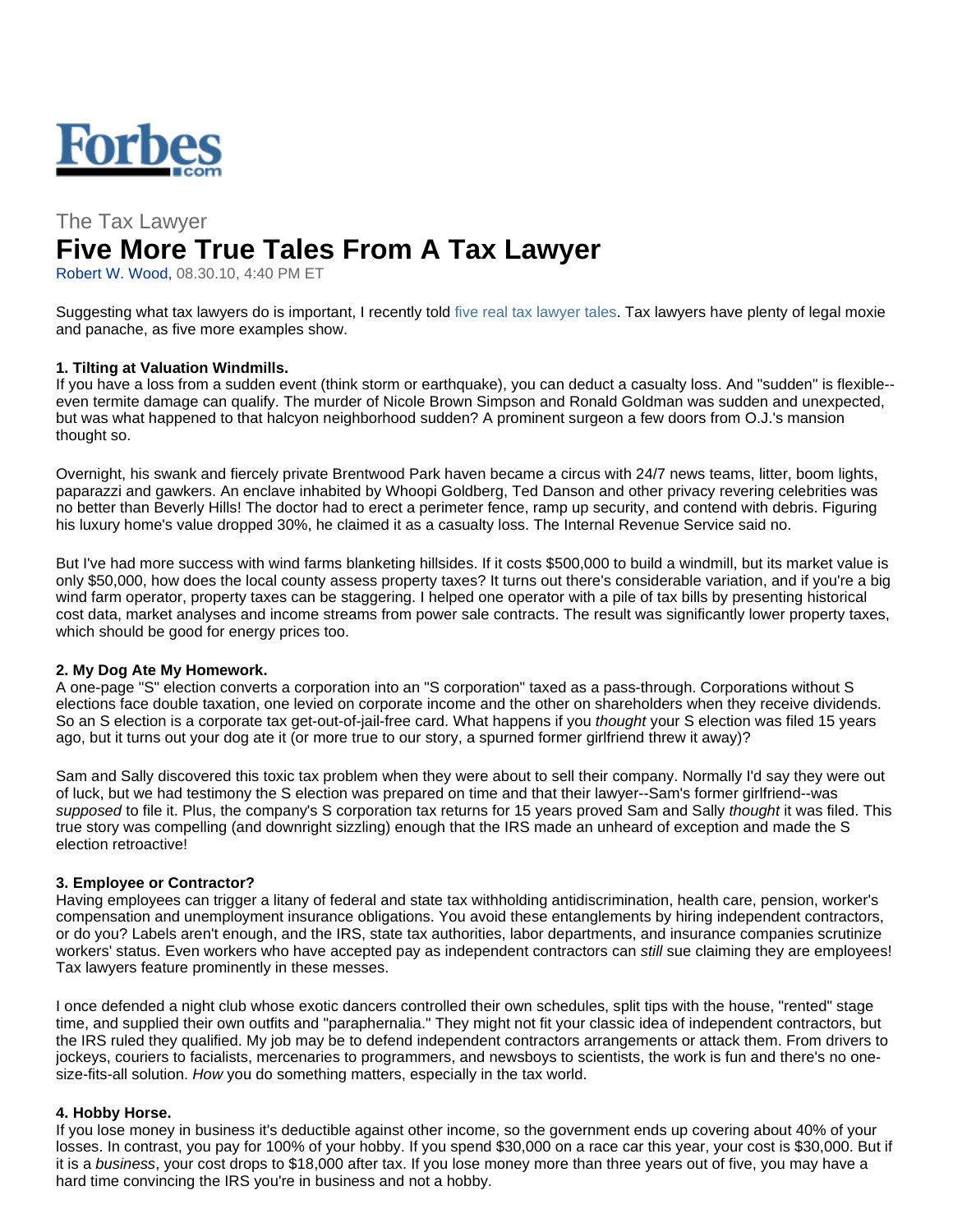Forbes.com

The Tax Lawyer

# Five More True Tales From A Tax Lawyer

Robert W. Wood, 08.30.10, 4:40 PM ET

Suggesting what tax lawyers do is important, I recently told five real tax lawyer tales. Tax lawyers have plenty of legal moxie and panache, as five more examples show.

**1. Tilting at Valuation Windmills.**

If you have a loss from a sudden event (think storm or earthquake), you can deduct a casualty loss. And "sudden" is flexible--even termite damage can qualify. The murder of Nicole Brown Simpson and Ronald Goldman was sudden and unexpected, but was what happened to that halcyon neighborhood sudden? A prominent surgeon a few doors from O.J.'s mansion thought so.

Overnight, his swank and fiercely private Brentwood Park haven became a circus with 24/7 news teams, litter, boom lights, paparazzi and gawkers. An enclave inhabited by Whoopi Goldberg, Ted Danson and other privacy revering celebrities was no better than Beverly Hills! The doctor had to erect a perimeter fence, ramp up security, and contend with debris. Figuring his luxury home's value dropped 30%, he claimed it as a casualty loss. The Internal Revenue Service said no.

But I've had more success with wind farms blanketing hillsides. If it costs $500,000 to build a windmill, but its market value is only $50,000, how does the local county assess property taxes? It turns out there's considerable variation, and if you're a big wind farm operator, property taxes can be staggering. I helped one operator with a pile of tax bills by presenting historical cost data, market analyses and income streams from power sale contracts. The result was significantly lower property taxes, which should be good for energy prices too.

**2. My Dog Ate My Homework.**

A one-page "S" election converts a corporation into an "S corporation" taxed as a pass-through. Corporations without S elections face double taxation, one levied on corporate income and the other on shareholders when they receive dividends. So an S election is a corporate tax get-out-of-jail-free card. What happens if you *thought* your S election was filed 15 years ago, but it turns out your dog ate it (or more true to our story, a spurned former girlfriend threw it away)?

Sam and Sally discovered this toxic tax problem when they were about to sell their company. Normally I'd say they were out of luck, but we had testimony the S election was prepared on time and that their lawyer--Sam's former girlfriend--was *supposed* to file it. Plus, the company's S corporation tax returns for 15 years proved Sam and Sally *thought* it was filed. This true story was compelling (and downright sizzling) enough that the IRS made an unheard of exception and made the S election retroactive!

**3. Employee or Contractor?**

Having employees can trigger a litany of federal and state tax withholding antidiscrimination, health care, pension, worker's compensation and unemployment insurance obligations. You avoid these entanglements by hiring independent contractors, or do you? Labels aren't enough, and the IRS, state tax authorities, labor departments, and insurance companies scrutinize workers' status. Even workers who have accepted pay as independent contractors can *still* sue claiming they are employees! Tax lawyers feature prominently in these messes.

I once defended a night club whose exotic dancers controlled their own schedules, split tips with the house, "rented" stage time, and supplied their own outfits and "paraphernalia." They might not fit your classic idea of independent contractors, but the IRS ruled they qualified. My job may be to defend independent contractors arrangements or attack them. From drivers to jockeys, couriers to facialists, mercenaries to programmers, and newsboys to scientists, the work is fun and there's no one-size-fits-all solution. *How* you do something matters, especially in the tax world.

**4. Hobby Horse.**

If you lose money in business it's deductible against other income, so the government ends up covering about 40% of your losses. In contrast, you pay for 100% of your hobby. If you spend $30,000 on a race car this year, your cost is $30,000. But if it is a *business*, your cost drops to $18,000 after tax. If you lose money more than three years out of five, you may have a hard time convincing the IRS you're in business and not a hobby.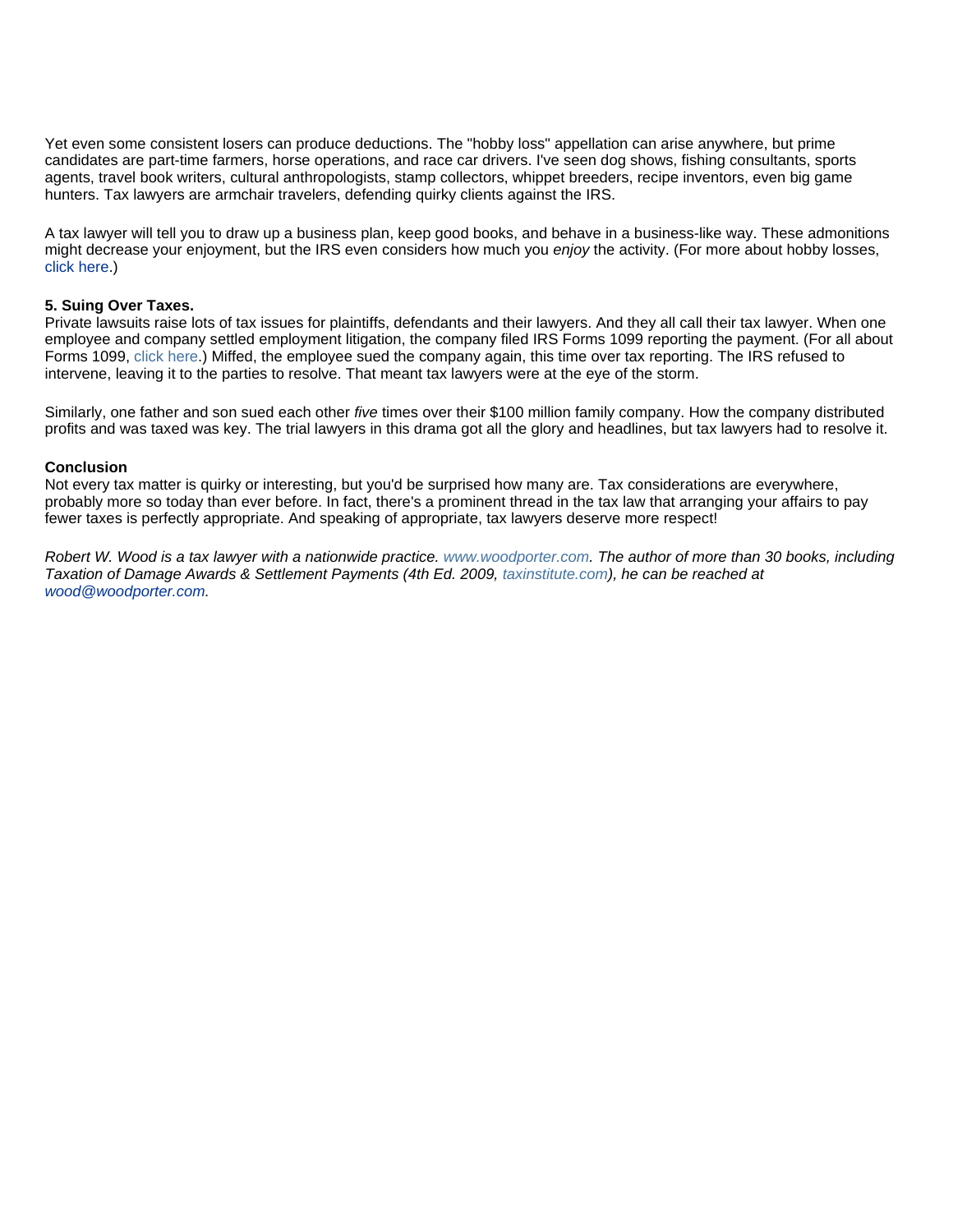Yet even some consistent losers can produce deductions. The "hobby loss" appellation can arise anywhere, but prime candidates are part-time farmers, horse operations, and race car drivers. I've seen dog shows, fishing consultants, sports agents, travel book writers, cultural anthropologists, stamp collectors, whippet breeders, recipe inventors, even big game hunters. Tax lawyers are armchair travelers, defending quirky clients against the IRS.

A tax lawyer will tell you to draw up a business plan, keep good books, and behave in a business-like way. These admonitions might decrease your enjoyment, but the IRS even considers how much you *enjoy* the activity. (For more about hobby losses, click here.)

**5. Suing Over Taxes.**
Private lawsuits raise lots of tax issues for plaintiffs, defendants and their lawyers. And they all call their tax lawyer. When one employee and company settled employment litigation, the company filed IRS Forms 1099 reporting the payment. (For all about Forms 1099, click here.) Miffed, the employee sued the company again, this time over tax reporting. The IRS refused to intervene, leaving it to the parties to resolve. That meant tax lawyers were at the eye of the storm.

Similarly, one father and son sued each other *five* times over their $100 million family company. How the company distributed profits and was taxed was key. The trial lawyers in this drama got all the glory and headlines, but tax lawyers had to resolve it.

**Conclusion**
Not every tax matter is quirky or interesting, but you'd be surprised how many are. Tax considerations are everywhere, probably more so today than ever before. In fact, there's a prominent thread in the tax law that arranging your affairs to pay fewer taxes is perfectly appropriate. And speaking of appropriate, tax lawyers deserve more respect!

*Robert W. Wood is a tax lawyer with a nationwide practice. www.woodporter.com. The author of more than 30 books, including Taxation of Damage Awards & Settlement Payments (4th Ed. 2009, taxinstitute.com), he can be reached at wood@woodporter.com.*